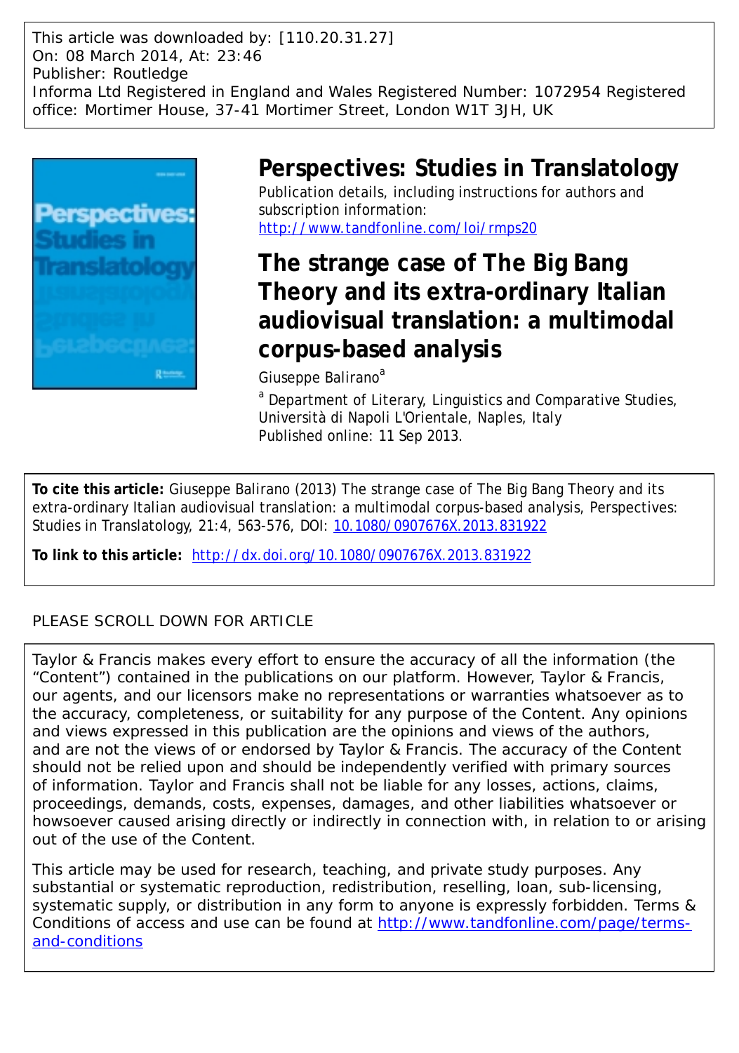This article was downloaded by: [110.20.31.27]
On: 08 March 2014, At: 23:46
Publisher: Routledge
Informa Ltd Registered in England and Wales Registered Number: 1072954 Registered office: Mortimer House, 37-41 Mortimer Street, London W1T 3JH, UK

# Perspectives: Studies in Translatology

Publication details, including instructions for authors and subscription information:
http://www.tandfonline.com/loi/rmps20

# The strange case of The Big Bang Theory and its extra-ordinary Italian audiovisual translation: a multimodal corpus-based analysis

Giuseppe Balirano[a]

[a] Department of Literary, Linguistics and Comparative Studies, Università di Napoli L'Orientale, Naples, Italy
Published online: 11 Sep 2013.

**To cite this article:** Giuseppe Balirano (2013) The strange case of The Big Bang Theory and its extra-ordinary Italian audiovisual translation: a multimodal corpus-based analysis, Perspectives: Studies in Translatology, 21:4, 563-576, DOI: 10.1080/0907676X.2013.831922

**To link to this article:** http://dx.doi.org/10.1080/0907676X.2013.831922

PLEASE SCROLL DOWN FOR ARTICLE

Taylor & Francis makes every effort to ensure the accuracy of all the information (the "Content") contained in the publications on our platform. However, Taylor & Francis, our agents, and our licensors make no representations or warranties whatsoever as to the accuracy, completeness, or suitability for any purpose of the Content. Any opinions and views expressed in this publication are the opinions and views of the authors, and are not the views of or endorsed by Taylor & Francis. The accuracy of the Content should not be relied upon and should be independently verified with primary sources of information. Taylor and Francis shall not be liable for any losses, actions, claims, proceedings, demands, costs, expenses, damages, and other liabilities whatsoever or howsoever caused arising directly or indirectly in connection with, in relation to or arising out of the use of the Content.

This article may be used for research, teaching, and private study purposes. Any substantial or systematic reproduction, redistribution, reselling, loan, sub-licensing, systematic supply, or distribution in any form to anyone is expressly forbidden. Terms & Conditions of access and use can be found at http://www.tandfonline.com/page/terms-and-conditions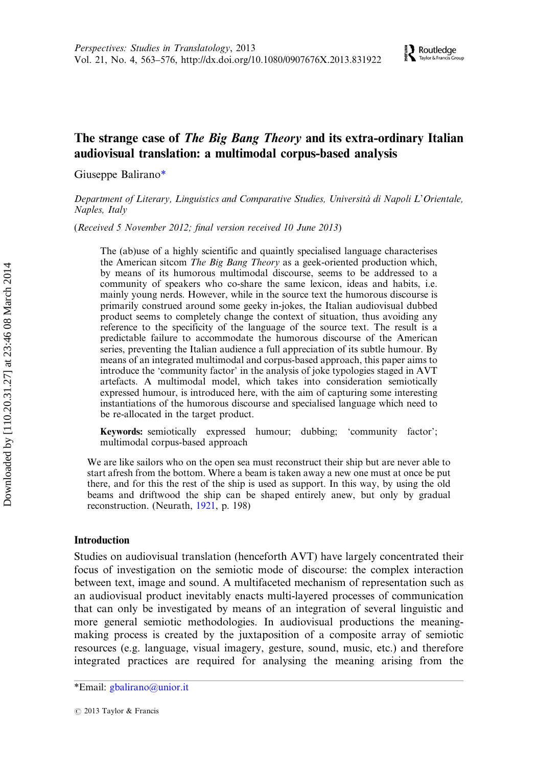# The strange case of *The Big Bang Theory* and its extra-ordinary Italian audiovisual translation: a multimodal corpus-based analysis

Giuseppe Balirano*

*Department of Literary, Linguistics and Comparative Studies, Università di Napoli L'Orientale, Naples, Italy*

(*Received 5 November 2012; final version received 10 June 2013*)

The (ab)use of a highly scientific and quaintly specialised language characterises the American sitcom *The Big Bang Theory* as a geek-oriented production which, by means of its humorous multimodal discourse, seems to be addressed to a community of speakers who co-share the same lexicon, ideas and habits, i.e. mainly young nerds. However, while in the source text the humorous discourse is primarily construed around some geeky in-jokes, the Italian audiovisual dubbed product seems to completely change the context of situation, thus avoiding any reference to the specificity of the language of the source text. The result is a predictable failure to accommodate the humorous discourse of the American series, preventing the Italian audience a full appreciation of its subtle humour. By means of an integrated multimodal and corpus-based approach, this paper aims to introduce the 'community factor' in the analysis of joke typologies staged in AVT artefacts. A multimodal model, which takes into consideration semiotically expressed humour, is introduced here, with the aim of capturing some interesting instantiations of the humorous discourse and specialised language which need to be re-allocated in the target product.

**Keywords:** semiotically expressed humour; dubbing; 'community factor'; multimodal corpus-based approach

> We are like sailors who on the open sea must reconstruct their ship but are never able to start afresh from the bottom. Where a beam is taken away a new one must at once be put there, and for this the rest of the ship is used as support. In this way, by using the old beams and driftwood the ship can be shaped entirely anew, but only by gradual reconstruction. (Neurath, 1921, p. 198)

## Introduction

Studies on audiovisual translation (henceforth AVT) have largely concentrated their focus of investigation on the semiotic mode of discourse: the complex interaction between text, image and sound. A multifaceted mechanism of representation such as an audiovisual product inevitably enacts multi-layered processes of communication that can only be investigated by means of an integration of several linguistic and more general semiotic methodologies. In audiovisual productions the meaning-making process is created by the juxtaposition of a composite array of semiotic resources (e.g. language, visual imagery, gesture, sound, music, etc.) and therefore integrated practices are required for analysing the meaning arising from the

*Email: gbalirano@unior.it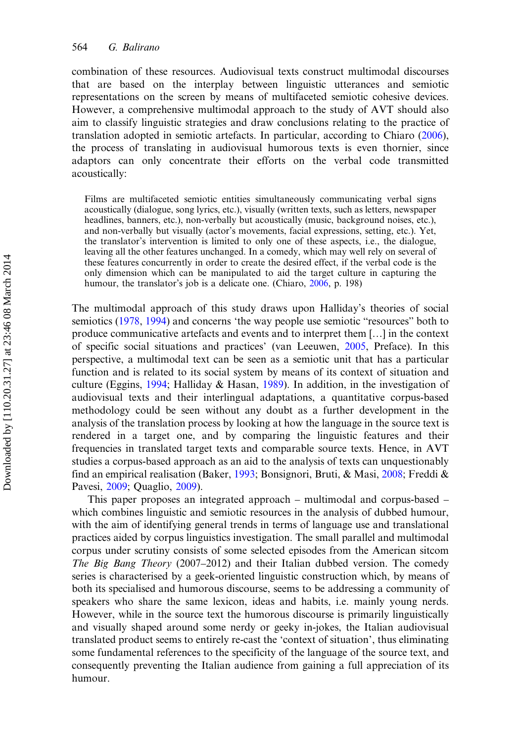combination of these resources. Audiovisual texts construct multimodal discourses that are based on the interplay between linguistic utterances and semiotic representations on the screen by means of multifaceted semiotic cohesive devices. However, a comprehensive multimodal approach to the study of AVT should also aim to classify linguistic strategies and draw conclusions relating to the practice of translation adopted in semiotic artefacts. In particular, according to Chiaro (2006), the process of translating in audiovisual humorous texts is even thornier, since adaptors can only concentrate their efforts on the verbal code transmitted acoustically:

> Films are multifaceted semiotic entities simultaneously communicating verbal signs acoustically (dialogue, song lyrics, etc.), visually (written texts, such as letters, newspaper headlines, banners, etc.), non-verbally but acoustically (music, background noises, etc.), and non-verbally but visually (actor's movements, facial expressions, setting, etc.). Yet, the translator's intervention is limited to only one of these aspects, i.e., the dialogue, leaving all the other features unchanged. In a comedy, which may well rely on several of these features concurrently in order to create the desired effect, if the verbal code is the only dimension which can be manipulated to aid the target culture in capturing the humour, the translator's job is a delicate one. (Chiaro, 2006, p. 198)

The multimodal approach of this study draws upon Halliday's theories of social semiotics (1978, 1994) and concerns 'the way people use semiotic "resources" both to produce communicative artefacts and events and to interpret them [...] in the context of specific social situations and practices' (van Leeuwen, 2005, Preface). In this perspective, a multimodal text can be seen as a semiotic unit that has a particular function and is related to its social system by means of its context of situation and culture (Eggins, 1994; Halliday & Hasan, 1989). In addition, in the investigation of audiovisual texts and their interlingual adaptations, a quantitative corpus-based methodology could be seen without any doubt as a further development in the analysis of the translation process by looking at how the language in the source text is rendered in a target one, and by comparing the linguistic features and their frequencies in translated target texts and comparable source texts. Hence, in AVT studies a corpus-based approach as an aid to the analysis of texts can unquestionably find an empirical realisation (Baker, 1993; Bonsignori, Bruti, & Masi, 2008; Freddi & Pavesi, 2009; Quaglio, 2009).

This paper proposes an integrated approach – multimodal and corpus-based – which combines linguistic and semiotic resources in the analysis of dubbed humour, with the aim of identifying general trends in terms of language use and translational practices aided by corpus linguistics investigation. The small parallel and multimodal corpus under scrutiny consists of some selected episodes from the American sitcom *The Big Bang Theory* (2007–2012) and their Italian dubbed version. The comedy series is characterised by a geek-oriented linguistic construction which, by means of both its specialised and humorous discourse, seems to be addressing a community of speakers who share the same lexicon, ideas and habits, i.e. mainly young nerds. However, while in the source text the humorous discourse is primarily linguistically and visually shaped around some nerdy or geeky in-jokes, the Italian audiovisual translated product seems to entirely re-cast the 'context of situation', thus eliminating some fundamental references to the specificity of the language of the source text, and consequently preventing the Italian audience from gaining a full appreciation of its humour.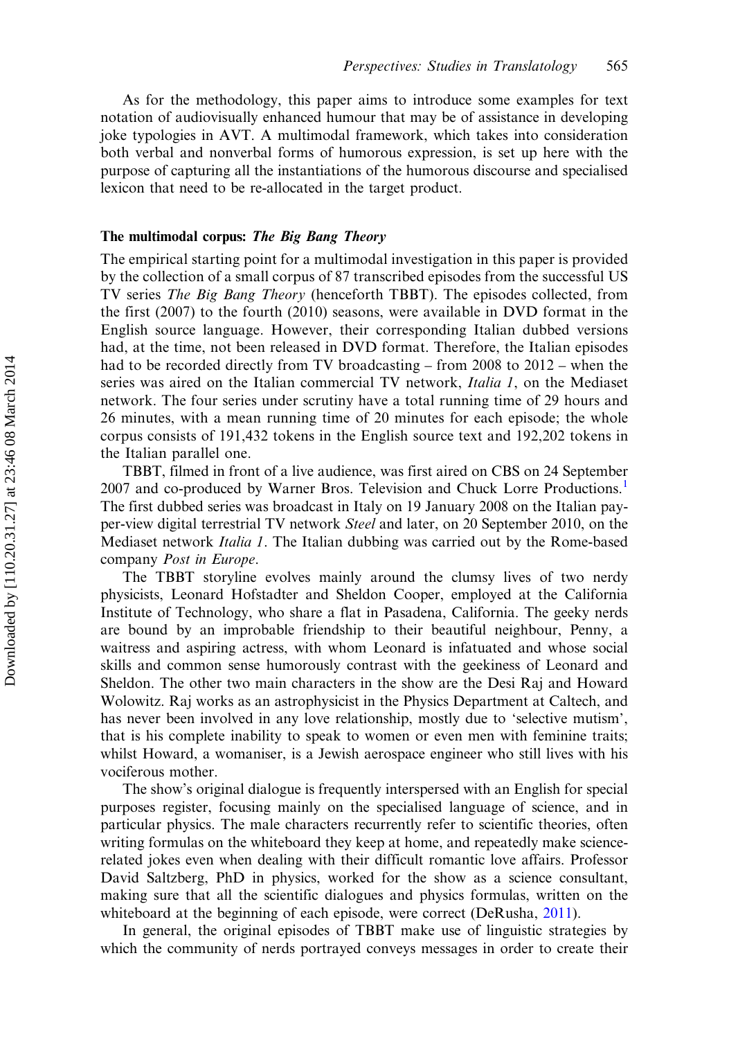As for the methodology, this paper aims to introduce some examples for text notation of audiovisually enhanced humour that may be of assistance in developing joke typologies in AVT. A multimodal framework, which takes into consideration both verbal and nonverbal forms of humorous expression, is set up here with the purpose of capturing all the instantiations of the humorous discourse and specialised lexicon that need to be re-allocated in the target product.

### The multimodal corpus: *The Big Bang Theory*

The empirical starting point for a multimodal investigation in this paper is provided by the collection of a small corpus of 87 transcribed episodes from the successful US TV series *The Big Bang Theory* (henceforth TBBT). The episodes collected, from the first (2007) to the fourth (2010) seasons, were available in DVD format in the English source language. However, their corresponding Italian dubbed versions had, at the time, not been released in DVD format. Therefore, the Italian episodes had to be recorded directly from TV broadcasting – from 2008 to 2012 – when the series was aired on the Italian commercial TV network, *Italia 1*, on the Mediaset network. The four series under scrutiny have a total running time of 29 hours and 26 minutes, with a mean running time of 20 minutes for each episode; the whole corpus consists of 191,432 tokens in the English source text and 192,202 tokens in the Italian parallel one.

TBBT, filmed in front of a live audience, was first aired on CBS on 24 September 2007 and co-produced by Warner Bros. Television and Chuck Lorre Productions.[1] The first dubbed series was broadcast in Italy on 19 January 2008 on the Italian pay-per-view digital terrestrial TV network *Steel* and later, on 20 September 2010, on the Mediaset network *Italia 1*. The Italian dubbing was carried out by the Rome-based company *Post in Europe*.

The TBBT storyline evolves mainly around the clumsy lives of two nerdy physicists, Leonard Hofstadter and Sheldon Cooper, employed at the California Institute of Technology, who share a flat in Pasadena, California. The geeky nerds are bound by an improbable friendship to their beautiful neighbour, Penny, a waitress and aspiring actress, with whom Leonard is infatuated and whose social skills and common sense humorously contrast with the geekiness of Leonard and Sheldon. The other two main characters in the show are the Desi Raj and Howard Wolowitz. Raj works as an astrophysicist in the Physics Department at Caltech, and has never been involved in any love relationship, mostly due to 'selective mutism', that is his complete inability to speak to women or even men with feminine traits; whilst Howard, a womaniser, is a Jewish aerospace engineer who still lives with his vociferous mother.

The show's original dialogue is frequently interspersed with an English for special purposes register, focusing mainly on the specialised language of science, and in particular physics. The male characters recurrently refer to scientific theories, often writing formulas on the whiteboard they keep at home, and repeatedly make science-related jokes even when dealing with their difficult romantic love affairs. Professor David Saltzberg, PhD in physics, worked for the show as a science consultant, making sure that all the scientific dialogues and physics formulas, written on the whiteboard at the beginning of each episode, were correct (DeRusha, 2011).

In general, the original episodes of TBBT make use of linguistic strategies by which the community of nerds portrayed conveys messages in order to create their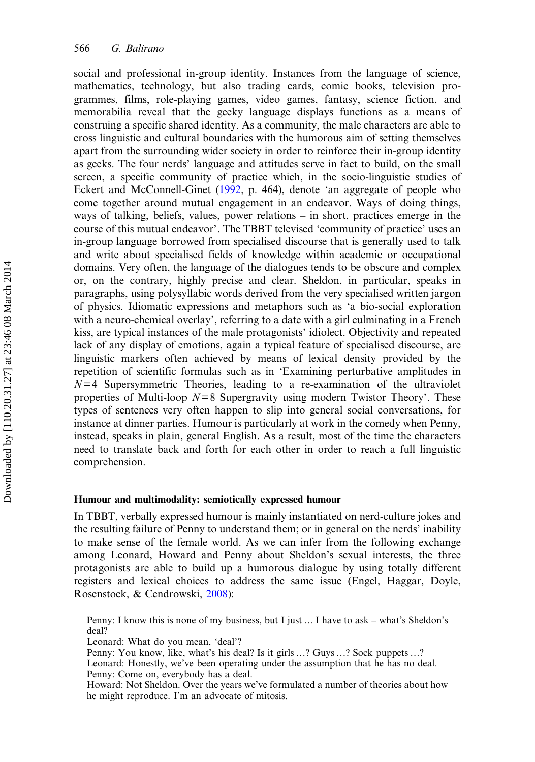social and professional in-group identity. Instances from the language of science, mathematics, technology, but also trading cards, comic books, television programmes, films, role-playing games, video games, fantasy, science fiction, and memorabilia reveal that the geeky language displays functions as a means of construing a specific shared identity. As a community, the male characters are able to cross linguistic and cultural boundaries with the humorous aim of setting themselves apart from the surrounding wider society in order to reinforce their in-group identity as geeks. The four nerds' language and attitudes serve in fact to build, on the small screen, a specific community of practice which, in the socio-linguistic studies of Eckert and McConnell-Ginet (1992, p. 464), denote 'an aggregate of people who come together around mutual engagement in an endeavor. Ways of doing things, ways of talking, beliefs, values, power relations – in short, practices emerge in the course of this mutual endeavor'. The TBBT televised 'community of practice' uses an in-group language borrowed from specialised discourse that is generally used to talk and write about specialised fields of knowledge within academic or occupational domains. Very often, the language of the dialogues tends to be obscure and complex or, on the contrary, highly precise and clear. Sheldon, in particular, speaks in paragraphs, using polysyllabic words derived from the very specialised written jargon of physics. Idiomatic expressions and metaphors such as 'a bio-social exploration with a neuro-chemical overlay', referring to a date with a girl culminating in a French kiss, are typical instances of the male protagonists' idiolect. Objectivity and repeated lack of any display of emotions, again a typical feature of specialised discourse, are linguistic markers often achieved by means of lexical density provided by the repetition of scientific formulas such as in 'Examining perturbative amplitudes in $N=4$ Supersymmetric Theories, leading to a re-examination of the ultraviolet properties of Multi-loop $N=8$ Supergravity using modern Twistor Theory'. These types of sentences very often happen to slip into general social conversations, for instance at dinner parties. Humour is particularly at work in the comedy when Penny, instead, speaks in plain, general English. As a result, most of the time the characters need to translate back and forth for each other in order to reach a full linguistic comprehension.

### Humour and multimodality: semiotically expressed humour

In TBBT, verbally expressed humour is mainly instantiated on nerd-culture jokes and the resulting failure of Penny to understand them; or in general on the nerds' inability to make sense of the female world. As we can infer from the following exchange among Leonard, Howard and Penny about Sheldon's sexual interests, the three protagonists are able to build up a humorous dialogue by using totally different registers and lexical choices to address the same issue (Engel, Haggar, Doyle, Rosenstock, & Cendrowski, 2008):

> Penny: I know this is none of my business, but I just … I have to ask – what's Sheldon's deal?
> Leonard: What do you mean, 'deal'?
> Penny: You know, like, what's his deal? Is it girls …? Guys …? Sock puppets …?
> Leonard: Honestly, we've been operating under the assumption that he has no deal.
> Penny: Come on, everybody has a deal.
> Howard: Not Sheldon. Over the years we've formulated a number of theories about how he might reproduce. I'm an advocate of mitosis.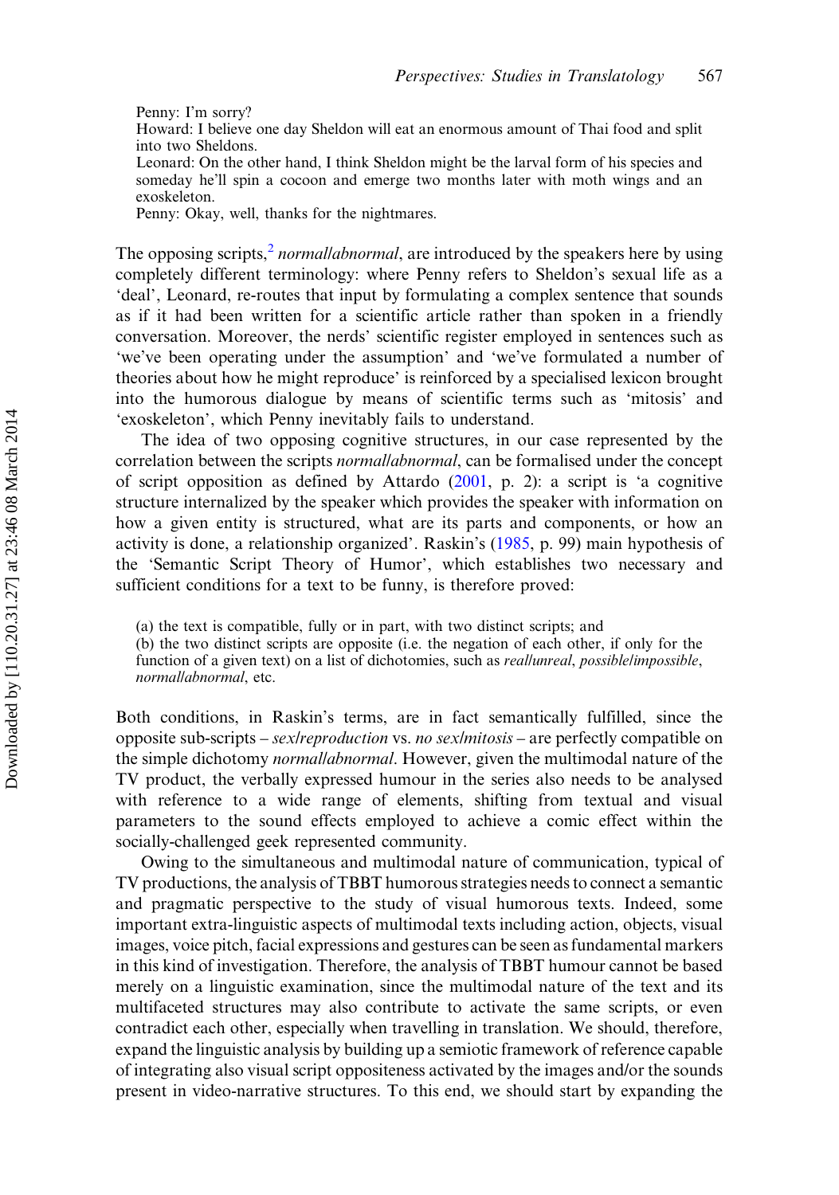Penny: I'm sorry?
Howard: I believe one day Sheldon will eat an enormous amount of Thai food and split into two Sheldons.
Leonard: On the other hand, I think Sheldon might be the larval form of his species and someday he'll spin a cocoon and emerge two months later with moth wings and an exoskeleton.
Penny: Okay, well, thanks for the nightmares.

The opposing scripts,[2] *normal/abnormal*, are introduced by the speakers here by using completely different terminology: where Penny refers to Sheldon's sexual life as a 'deal', Leonard, re-routes that input by formulating a complex sentence that sounds as if it had been written for a scientific article rather than spoken in a friendly conversation. Moreover, the nerds' scientific register employed in sentences such as 'we've been operating under the assumption' and 'we've formulated a number of theories about how he might reproduce' is reinforced by a specialised lexicon brought into the humorous dialogue by means of scientific terms such as 'mitosis' and 'exoskeleton', which Penny inevitably fails to understand.

The idea of two opposing cognitive structures, in our case represented by the correlation between the scripts *normal/abnormal*, can be formalised under the concept of script opposition as defined by Attardo (2001, p. 2): a script is 'a cognitive structure internalized by the speaker which provides the speaker with information on how a given entity is structured, what are its parts and components, or how an activity is done, a relationship organized'. Raskin's (1985, p. 99) main hypothesis of the 'Semantic Script Theory of Humor', which establishes two necessary and sufficient conditions for a text to be funny, is therefore proved:

(a) the text is compatible, fully or in part, with two distinct scripts; and
(b) the two distinct scripts are opposite (i.e. the negation of each other, if only for the function of a given text) on a list of dichotomies, such as *real/unreal*, *possible/impossible*, *normal/abnormal*, etc.

Both conditions, in Raskin's terms, are in fact semantically fulfilled, since the opposite sub-scripts – *sex/reproduction* vs. *no sex/mitosis* – are perfectly compatible on the simple dichotomy *normal/abnormal*. However, given the multimodal nature of the TV product, the verbally expressed humour in the series also needs to be analysed with reference to a wide range of elements, shifting from textual and visual parameters to the sound effects employed to achieve a comic effect within the socially-challenged geek represented community.

Owing to the simultaneous and multimodal nature of communication, typical of TV productions, the analysis of TBBT humorous strategies needs to connect a semantic and pragmatic perspective to the study of visual humorous texts. Indeed, some important extra-linguistic aspects of multimodal texts including action, objects, visual images, voice pitch, facial expressions and gestures can be seen as fundamental markers in this kind of investigation. Therefore, the analysis of TBBT humour cannot be based merely on a linguistic examination, since the multimodal nature of the text and its multifaceted structures may also contribute to activate the same scripts, or even contradict each other, especially when travelling in translation. We should, therefore, expand the linguistic analysis by building up a semiotic framework of reference capable of integrating also visual script oppositeness activated by the images and/or the sounds present in video-narrative structures. To this end, we should start by expanding the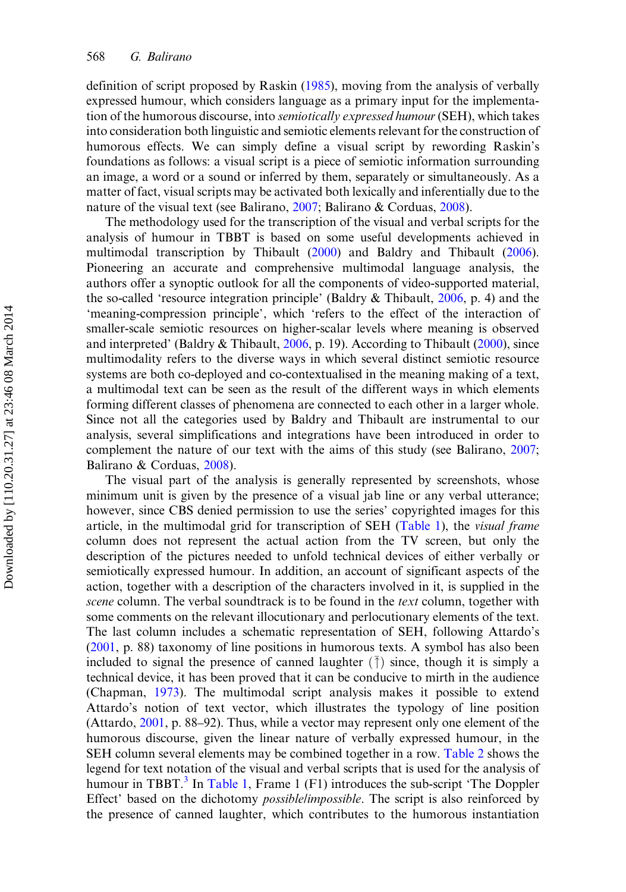definition of script proposed by Raskin (1985), moving from the analysis of verbally expressed humour, which considers language as a primary input for the implementation of the humorous discourse, into *semiotically expressed humour* (SEH), which takes into consideration both linguistic and semiotic elements relevant for the construction of humorous effects. We can simply define a visual script by rewording Raskin's foundations as follows: a visual script is a piece of semiotic information surrounding an image, a word or a sound or inferred by them, separately or simultaneously. As a matter of fact, visual scripts may be activated both lexically and inferentially due to the nature of the visual text (see Balirano, 2007; Balirano & Corduas, 2008).

The methodology used for the transcription of the visual and verbal scripts for the analysis of humour in TBBT is based on some useful developments achieved in multimodal transcription by Thibault (2000) and Baldry and Thibault (2006). Pioneering an accurate and comprehensive multimodal language analysis, the authors offer a synoptic outlook for all the components of video-supported material, the so-called 'resource integration principle' (Baldry & Thibault, 2006, p. 4) and the 'meaning-compression principle', which 'refers to the effect of the interaction of smaller-scale semiotic resources on higher-scalar levels where meaning is observed and interpreted' (Baldry & Thibault, 2006, p. 19). According to Thibault (2000), since multimodality refers to the diverse ways in which several distinct semiotic resource systems are both co-deployed and co-contextualised in the meaning making of a text, a multimodal text can be seen as the result of the different ways in which elements forming different classes of phenomena are connected to each other in a larger whole. Since not all the categories used by Baldry and Thibault are instrumental to our analysis, several simplifications and integrations have been introduced in order to complement the nature of our text with the aims of this study (see Balirano, 2007; Balirano & Corduas, 2008).

The visual part of the analysis is generally represented by screenshots, whose minimum unit is given by the presence of a visual jab line or any verbal utterance; however, since CBS denied permission to use the series' copyrighted images for this article, in the multimodal grid for transcription of SEH (Table 1), the *visual frame* column does not represent the actual action from the TV screen, but only the description of the pictures needed to unfold technical devices of either verbally or semiotically expressed humour. In addition, an account of significant aspects of the action, together with a description of the characters involved in it, is supplied in the *scene* column. The verbal soundtrack is to be found in the *text* column, together with some comments on the relevant illocutionary and perlocutionary elements of the text. The last column includes a schematic representation of SEH, following Attardo's (2001, p. 88) taxonomy of line positions in humorous texts. A symbol has also been included to signal the presence of canned laughter (⍐) since, though it is simply a technical device, it has been proved that it can be conducive to mirth in the audience (Chapman, 1973). The multimodal script analysis makes it possible to extend Attardo's notion of text vector, which illustrates the typology of line position (Attardo, 2001, p. 88–92). Thus, while a vector may represent only one element of the humorous discourse, given the linear nature of verbally expressed humour, in the SEH column several elements may be combined together in a row. Table 2 shows the legend for text notation of the visual and verbal scripts that is used for the analysis of humour in TBBT.[3] In Table 1, Frame 1 (F1) introduces the sub-script 'The Doppler Effect' based on the dichotomy *possible/impossible*. The script is also reinforced by the presence of canned laughter, which contributes to the humorous instantiation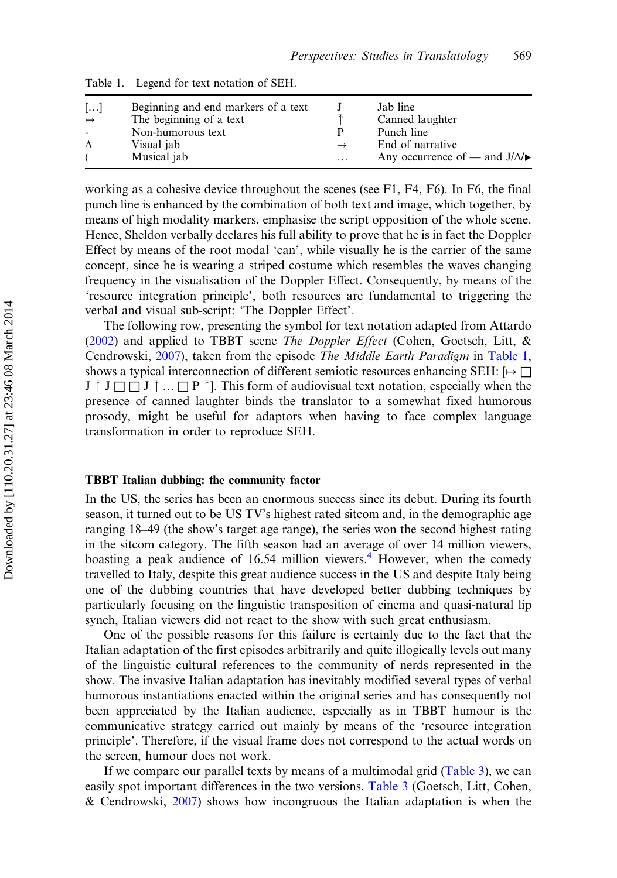Table 1. Legend for text notation of SEH.

| | | | |
|---|---|---|---|
| [...] | Beginning and end markers of a text | J | Jab line |
| ↦ | The beginning of a text | ⤒ | Canned laughter |
| - | Non-humorous text | P | Punch line |
| Δ | Visual jab | → | End of narrative |
| ( | Musical jab | … | Any occurrence of — and J/Δ/▶ |

working as a cohesive device throughout the scenes (see F1, F4, F6). In F6, the final punch line is enhanced by the combination of both text and image, which together, by means of high modality markers, emphasise the script opposition of the whole scene. Hence, Sheldon verbally declares his full ability to prove that he is in fact the Doppler Effect by means of the root modal 'can', while visually he is the carrier of the same concept, since he is wearing a striped costume which resembles the waves changing frequency in the visualisation of the Doppler Effect. Consequently, by means of the 'resource integration principle', both resources are fundamental to triggering the verbal and visual sub-script: 'The Doppler Effect'.

The following row, presenting the symbol for text notation adapted from Attardo (2002) and applied to TBBT scene *The Doppler Effect* (Cohen, Goetsch, Litt, & Cendrowski, 2007), taken from the episode *The Middle Earth Paradigm* in Table 1, shows a typical interconnection of different semiotic resources enhancing SEH: [↦ □ J ⤒ J □ □ J ⤒ … □ P ⤒]. This form of audiovisual text notation, especially when the presence of canned laughter binds the translator to a somewhat fixed humorous prosody, might be useful for adaptors when having to face complex language transformation in order to reproduce SEH.

### TBBT Italian dubbing: the community factor

In the US, the series has been an enormous success since its debut. During its fourth season, it turned out to be US TV's highest rated sitcom and, in the demographic age ranging 18–49 (the show's target age range), the series won the second highest rating in the sitcom category. The fifth season had an average of over 14 million viewers, boasting a peak audience of 16.54 million viewers.[4] However, when the comedy travelled to Italy, despite this great audience success in the US and despite Italy being one of the dubbing countries that have developed better dubbing techniques by particularly focusing on the linguistic transposition of cinema and quasi-natural lip synch, Italian viewers did not react to the show with such great enthusiasm.

One of the possible reasons for this failure is certainly due to the fact that the Italian adaptation of the first episodes arbitrarily and quite illogically levels out many of the linguistic cultural references to the community of nerds represented in the show. The invasive Italian adaptation has inevitably modified several types of verbal humorous instantiations enacted within the original series and has consequently not been appreciated by the Italian audience, especially as in TBBT humour is the communicative strategy carried out mainly by means of the 'resource integration principle'. Therefore, if the visual frame does not correspond to the actual words on the screen, humour does not work.

If we compare our parallel texts by means of a multimodal grid (Table 3), we can easily spot important differences in the two versions. Table 3 (Goetsch, Litt, Cohen, & Cendrowski, 2007) shows how incongruous the Italian adaptation is when the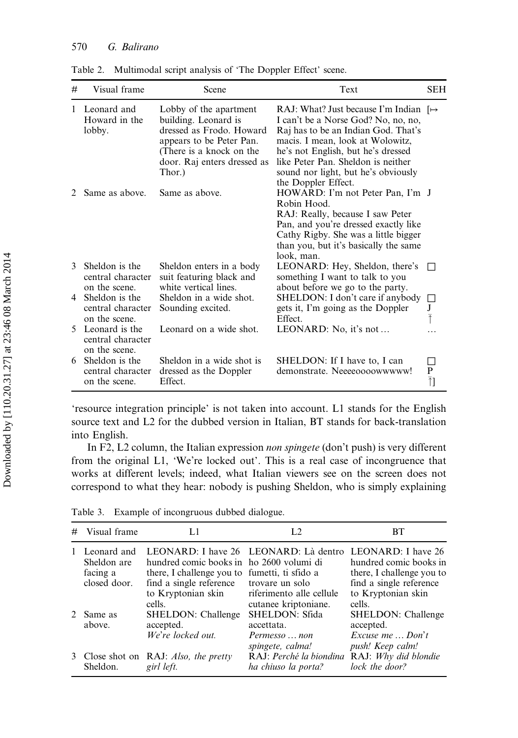Table 2. Multimodal script analysis of 'The Doppler Effect' scene.

| # | Visual frame | Scene | Text | SEH |
|---|---|---|---|---|
| 1 | Leonard and Howard in the lobby. | Lobby of the apartment building. Leonard is dressed as Frodo. Howard appears to be Peter Pan. (There is a knock on the door. Raj enters dressed as Thor.) | RAJ: What? Just because I'm Indian I can't be a Norse God? No, no, no, Raj has to be an Indian God. That's macis. I mean, look at Wolowitz, he's not English, but he's dressed like Peter Pan. Sheldon is neither sound nor light, but he's obviously the Doppler Effect. | [↦ |
| 2 | Same as above. | Same as above. | HOWARD: I'm not Peter Pan, I'm Robin Hood. RAJ: Really, because I saw Peter Pan, and you're dressed exactly like Cathy Rigby. She was a little bigger than you, but it's basically the same look, man. | J |
| 3 | Sheldon is the central character on the scene. | Sheldon enters in a body suit featuring black and white vertical lines. | LEONARD: Hey, Sheldon, there's something I want to talk to you about before we go to the party. | □ |
| 4 | Sheldon is the central character on the scene. | Sheldon in a wide shot. Sounding excited. | SHELDON: I don't care if anybody gets it, I'm going as the Doppler Effect. | □ J ↑̄ |
| 5 | Leonard is the central character on the scene. | Leonard on a wide shot. | LEONARD: No, it's not … | … |
| 6 | Sheldon is the central character on the scene. | Sheldon in a wide shot is dressed as the Doppler Effect. | SHELDON: If I have to, I can demonstrate. Neeeeoooowwwwww! | □ P ↑̄] |

'resource integration principle' is not taken into account. L1 stands for the English source text and L2 for the dubbed version in Italian, BT stands for back-translation into English.

In F2, L2 column, the Italian expression *non spingete* (don't push) is very different from the original L1, 'We're locked out'. This is a real case of incongruence that works at different levels; indeed, what Italian viewers see on the screen does not correspond to what they hear: nobody is pushing Sheldon, who is simply explaining

Table 3. Example of incongruous dubbed dialogue.

| # | Visual frame | L1 | L2 | BT |
|---|---|---|---|---|
| 1 | Leonard and Sheldon are facing a closed door. | LEONARD: I have 26 hundred comic books in there, I challenge you to find a single reference to Kryptonian skin cells. | LEONARD: Là dentro ho 2600 volumi di fumetti, ti sfido a trovare un solo riferimento alle cellule cutanee kriptoniane. | LEONARD: I have 26 hundred comic books in there, I challenge you to find a single reference to Kryptonian skin cells. |
| 2 | Same as above. | SHELDON: Challenge accepted. *We're locked out.* | SHELDON: Sfida accettata. *Permesso … non spingete, calma!* | SHELDON: Challenge accepted. *Excuse me … Don't push! Keep calm!* |
| 3 | Close shot on Sheldon. | RAJ: *Also, the pretty girl left.* | RAJ: *Perché la biondina ha chiuso la porta?* | RAJ: *Why did blondie lock the door?* |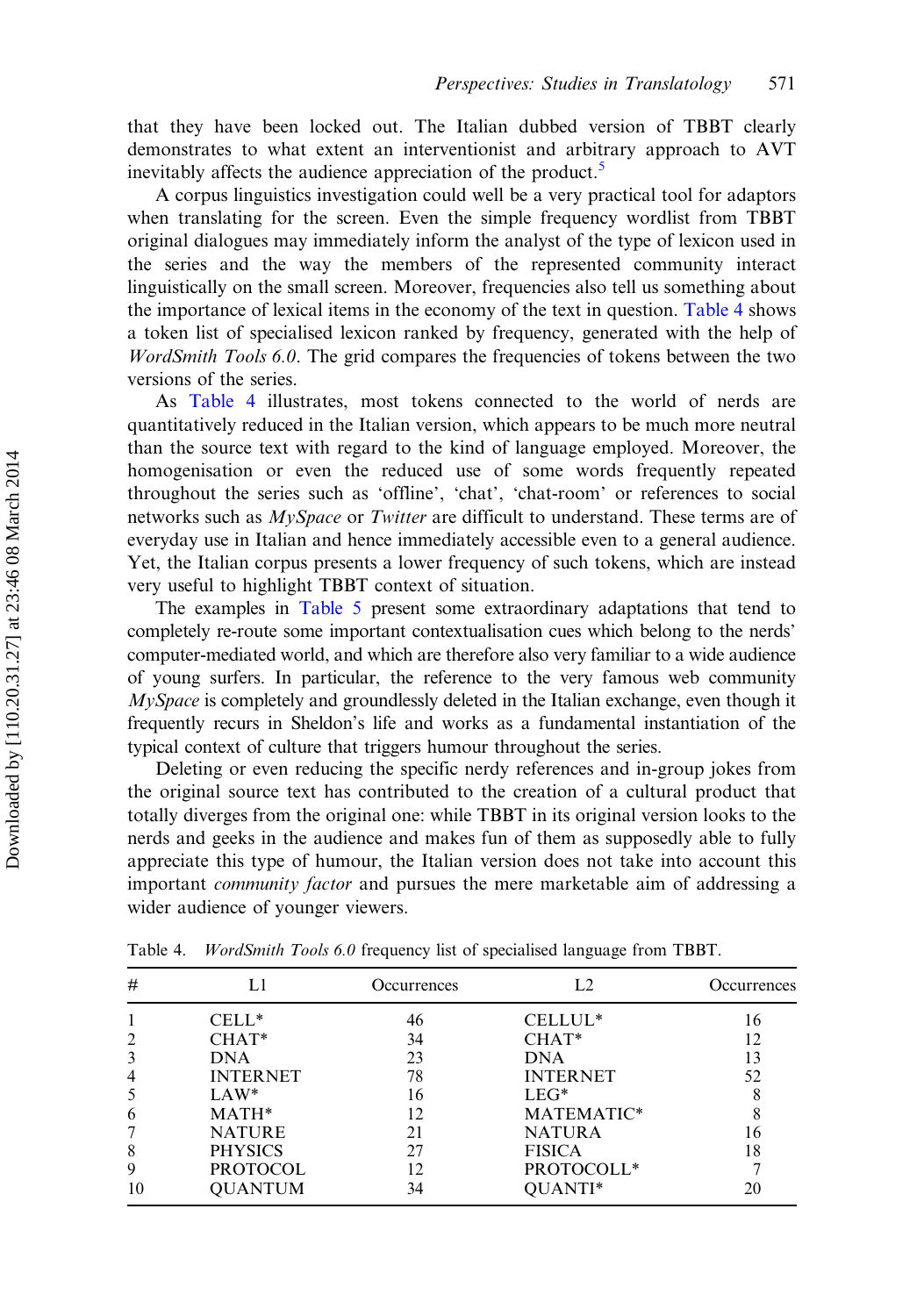that they have been locked out. The Italian dubbed version of TBBT clearly demonstrates to what extent an interventionist and arbitrary approach to AVT inevitably affects the audience appreciation of the product.[5]

A corpus linguistics investigation could well be a very practical tool for adaptors when translating for the screen. Even the simple frequency wordlist from TBBT original dialogues may immediately inform the analyst of the type of lexicon used in the series and the way the members of the represented community interact linguistically on the small screen. Moreover, frequencies also tell us something about the importance of lexical items in the economy of the text in question. Table 4 shows a token list of specialised lexicon ranked by frequency, generated with the help of *WordSmith Tools 6.0*. The grid compares the frequencies of tokens between the two versions of the series.

As Table 4 illustrates, most tokens connected to the world of nerds are quantitatively reduced in the Italian version, which appears to be much more neutral than the source text with regard to the kind of language employed. Moreover, the homogenisation or even the reduced use of some words frequently repeated throughout the series such as 'offline', 'chat', 'chat-room' or references to social networks such as *MySpace* or *Twitter* are difficult to understand. These terms are of everyday use in Italian and hence immediately accessible even to a general audience. Yet, the Italian corpus presents a lower frequency of such tokens, which are instead very useful to highlight TBBT context of situation.

The examples in Table 5 present some extraordinary adaptations that tend to completely re-route some important contextualisation cues which belong to the nerds' computer-mediated world, and which are therefore also very familiar to a wide audience of young surfers. In particular, the reference to the very famous web community *MySpace* is completely and groundlessly deleted in the Italian exchange, even though it frequently recurs in Sheldon's life and works as a fundamental instantiation of the typical context of culture that triggers humour throughout the series.

Deleting or even reducing the specific nerdy references and in-group jokes from the original source text has contributed to the creation of a cultural product that totally diverges from the original one: while TBBT in its original version looks to the nerds and geeks in the audience and makes fun of them as supposedly able to fully appreciate this type of humour, the Italian version does not take into account this important *community factor* and pursues the mere marketable aim of addressing a wider audience of younger viewers.

Table 4. *WordSmith Tools 6.0* frequency list of specialised language from TBBT.

| # | L1 | Occurrences | L2 | Occurrences |
|---|---|---|---|---|
| 1 | CELL* | 46 | CELLUL* | 16 |
| 2 | CHAT* | 34 | CHAT* | 12 |
| 3 | DNA | 23 | DNA | 13 |
| 4 | INTERNET | 78 | INTERNET | 52 |
| 5 | LAW* | 16 | LEG* | 8 |
| 6 | MATH* | 12 | MATEMATIC* | 8 |
| 7 | NATURE | 21 | NATURA | 16 |
| 8 | PHYSICS | 27 | FISICA | 18 |
| 9 | PROTOCOL | 12 | PROTOCOLL* | 7 |
| 10 | QUANTUM | 34 | QUANTI* | 20 |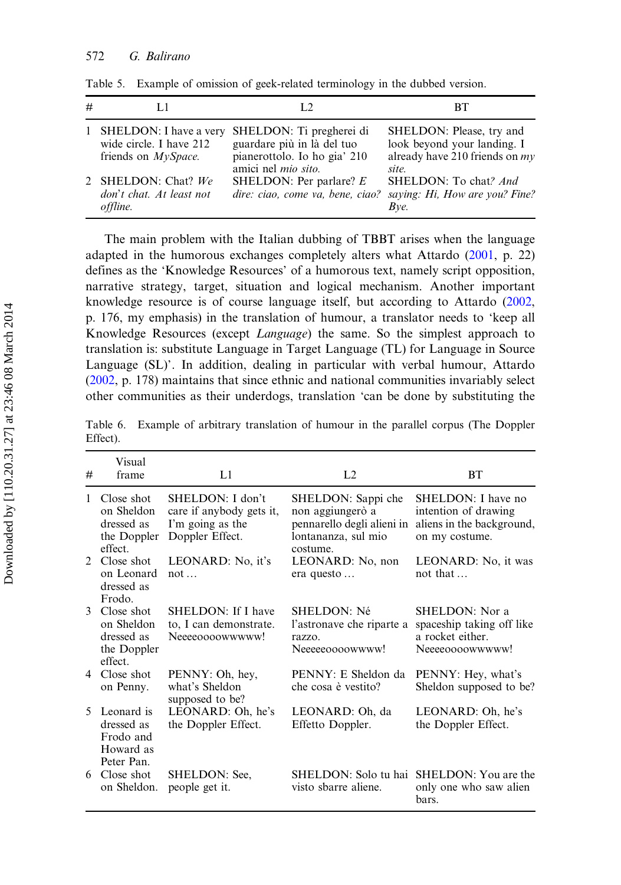Table 5. Example of omission of geek-related terminology in the dubbed version.

| # | L1 | L2 | BT |
|---|---|---|---|
| 1 | SHELDON: I have a very wide circle. I have 212 friends on *MySpace.* | SHELDON: Ti pregherei di guardare più in là del tuo pianerottolo. Io ho gia' 210 amici nel *mio sito.* | SHELDON: Please, try and look beyond your landing. I already have 210 friends on *my site.* |
| 2 | SHELDON: Chat? *We don't chat. At least not offline.* | SHELDON: Per parlare? *E dire: ciao, come va, bene, ciao?* | SHELDON: To chat*? And saying: Hi, How are you? Fine? Bye.* |

The main problem with the Italian dubbing of TBBT arises when the language adapted in the humorous exchanges completely alters what Attardo (2001, p. 22) defines as the 'Knowledge Resources' of a humorous text, namely script opposition, narrative strategy, target, situation and logical mechanism. Another important knowledge resource is of course language itself, but according to Attardo (2002, p. 176, my emphasis) in the translation of humour, a translator needs to 'keep all Knowledge Resources (except *Language*) the same. So the simplest approach to translation is: substitute Language in Target Language (TL) for Language in Source Language (SL)'. In addition, dealing in particular with verbal humour, Attardo (2002, p. 178) maintains that since ethnic and national communities invariably select other communities as their underdogs, translation 'can be done by substituting the

Table 6. Example of arbitrary translation of humour in the parallel corpus (The Doppler Effect).

| # | Visual frame | L1 | L2 | BT |
|---|---|---|---|---|
| 1 | Close shot on Sheldon dressed as the Doppler effect. | SHELDON: I don't care if anybody gets it, I'm going as the Doppler Effect. | SHELDON: Sappi che non aggiungerò a pennarello degli alieni in lontananza, sul mio costume. | SHELDON: I have no intention of drawing aliens in the background, on my costume. |
| 2 | Close shot on Leonard dressed as Frodo. | LEONARD: No, it's not … | LEONARD: No, non era questo … | LEONARD: No, it was not that … |
| 3 | Close shot on Sheldon dressed as the Doppler effect. | SHELDON: If I have to, I can demonstrate. Neeeeoooowwwww! | SHELDON: Né l'astronave che riparte a razzo. Neeeeeooowwww! | SHELDON: Nor a spaceship taking off like a rocket either. Neeeeoooowwwww! |
| 4 | Close shot on Penny. | PENNY: Oh, hey, what's Sheldon supposed to be? | PENNY: E Sheldon da che cosa è vestito? | PENNY: Hey, what's Sheldon supposed to be? |
| 5 | Leonard is dressed as Frodo and Howard as Peter Pan. | LEONARD: Oh, he's the Doppler Effect. | LEONARD: Oh, da Effetto Doppler. | LEONARD: Oh, he's the Doppler Effect. |
| 6 | Close shot on Sheldon. | SHELDON: See, people get it. | SHELDON: Solo tu hai visto sbarre aliene. | SHELDON: You are the only one who saw alien bars. |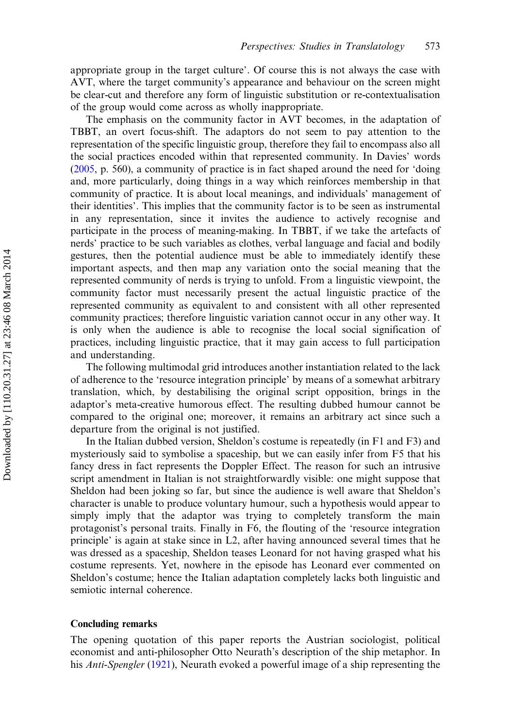appropriate group in the target culture'. Of course this is not always the case with AVT, where the target community's appearance and behaviour on the screen might be clear-cut and therefore any form of linguistic substitution or re-contextualisation of the group would come across as wholly inappropriate.

The emphasis on the community factor in AVT becomes, in the adaptation of TBBT, an overt focus-shift. The adaptors do not seem to pay attention to the representation of the specific linguistic group, therefore they fail to encompass also all the social practices encoded within that represented community. In Davies' words (2005, p. 560), a community of practice is in fact shaped around the need for 'doing and, more particularly, doing things in a way which reinforces membership in that community of practice. It is about local meanings, and individuals' management of their identities'. This implies that the community factor is to be seen as instrumental in any representation, since it invites the audience to actively recognise and participate in the process of meaning-making. In TBBT, if we take the artefacts of nerds' practice to be such variables as clothes, verbal language and facial and bodily gestures, then the potential audience must be able to immediately identify these important aspects, and then map any variation onto the social meaning that the represented community of nerds is trying to unfold. From a linguistic viewpoint, the community factor must necessarily present the actual linguistic practice of the represented community as equivalent to and consistent with all other represented community practices; therefore linguistic variation cannot occur in any other way. It is only when the audience is able to recognise the local social signification of practices, including linguistic practice, that it may gain access to full participation and understanding.

The following multimodal grid introduces another instantiation related to the lack of adherence to the 'resource integration principle' by means of a somewhat arbitrary translation, which, by destabilising the original script opposition, brings in the adaptor's meta-creative humorous effect. The resulting dubbed humour cannot be compared to the original one; moreover, it remains an arbitrary act since such a departure from the original is not justified.

In the Italian dubbed version, Sheldon's costume is repeatedly (in F1 and F3) and mysteriously said to symbolise a spaceship, but we can easily infer from F5 that his fancy dress in fact represents the Doppler Effect. The reason for such an intrusive script amendment in Italian is not straightforwardly visible: one might suppose that Sheldon had been joking so far, but since the audience is well aware that Sheldon's character is unable to produce voluntary humour, such a hypothesis would appear to simply imply that the adaptor was trying to completely transform the main protagonist's personal traits. Finally in F6, the flouting of the 'resource integration principle' is again at stake since in L2, after having announced several times that he was dressed as a spaceship, Sheldon teases Leonard for not having grasped what his costume represents. Yet, nowhere in the episode has Leonard ever commented on Sheldon's costume; hence the Italian adaptation completely lacks both linguistic and semiotic internal coherence.

## Concluding remarks

The opening quotation of this paper reports the Austrian sociologist, political economist and anti-philosopher Otto Neurath's description of the ship metaphor. In his *Anti-Spengler* (1921), Neurath evoked a powerful image of a ship representing the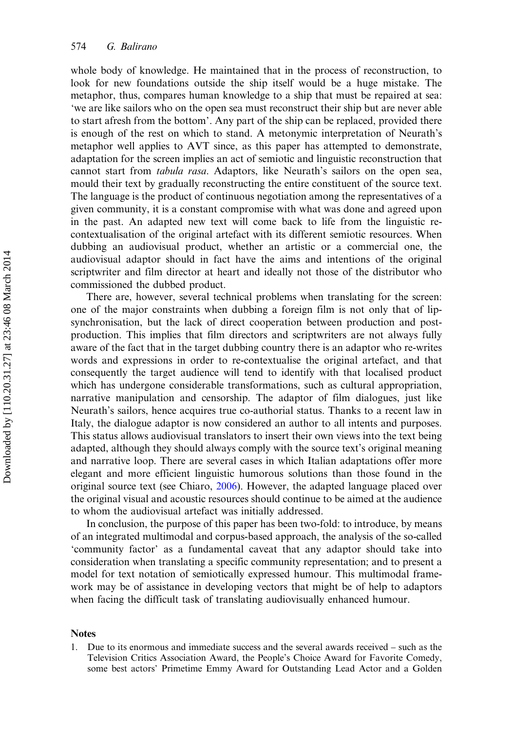whole body of knowledge. He maintained that in the process of reconstruction, to look for new foundations outside the ship itself would be a huge mistake. The metaphor, thus, compares human knowledge to a ship that must be repaired at sea: 'we are like sailors who on the open sea must reconstruct their ship but are never able to start afresh from the bottom'. Any part of the ship can be replaced, provided there is enough of the rest on which to stand. A metonymic interpretation of Neurath's metaphor well applies to AVT since, as this paper has attempted to demonstrate, adaptation for the screen implies an act of semiotic and linguistic reconstruction that cannot start from *tabula rasa*. Adaptors, like Neurath's sailors on the open sea, mould their text by gradually reconstructing the entire constituent of the source text. The language is the product of continuous negotiation among the representatives of a given community, it is a constant compromise with what was done and agreed upon in the past. An adapted new text will come back to life from the linguistic re-contextualisation of the original artefact with its different semiotic resources. When dubbing an audiovisual product, whether an artistic or a commercial one, the audiovisual adaptor should in fact have the aims and intentions of the original scriptwriter and film director at heart and ideally not those of the distributor who commissioned the dubbed product.

There are, however, several technical problems when translating for the screen: one of the major constraints when dubbing a foreign film is not only that of lip-synchronisation, but the lack of direct cooperation between production and post-production. This implies that film directors and scriptwriters are not always fully aware of the fact that in the target dubbing country there is an adaptor who re-writes words and expressions in order to re-contextualise the original artefact, and that consequently the target audience will tend to identify with that localised product which has undergone considerable transformations, such as cultural appropriation, narrative manipulation and censorship. The adaptor of film dialogues, just like Neurath's sailors, hence acquires true co-authorial status. Thanks to a recent law in Italy, the dialogue adaptor is now considered an author to all intents and purposes. This status allows audiovisual translators to insert their own views into the text being adapted, although they should always comply with the source text's original meaning and narrative loop. There are several cases in which Italian adaptations offer more elegant and more efficient linguistic humorous solutions than those found in the original source text (see Chiaro, 2006). However, the adapted language placed over the original visual and acoustic resources should continue to be aimed at the audience to whom the audiovisual artefact was initially addressed.

In conclusion, the purpose of this paper has been two-fold: to introduce, by means of an integrated multimodal and corpus-based approach, the analysis of the so-called 'community factor' as a fundamental caveat that any adaptor should take into consideration when translating a specific community representation; and to present a model for text notation of semiotically expressed humour. This multimodal framework may be of assistance in developing vectors that might be of help to adaptors when facing the difficult task of translating audiovisually enhanced humour.

## Notes

1. Due to its enormous and immediate success and the several awards received – such as the Television Critics Association Award, the People's Choice Award for Favorite Comedy, some best actors' Primetime Emmy Award for Outstanding Lead Actor and a Golden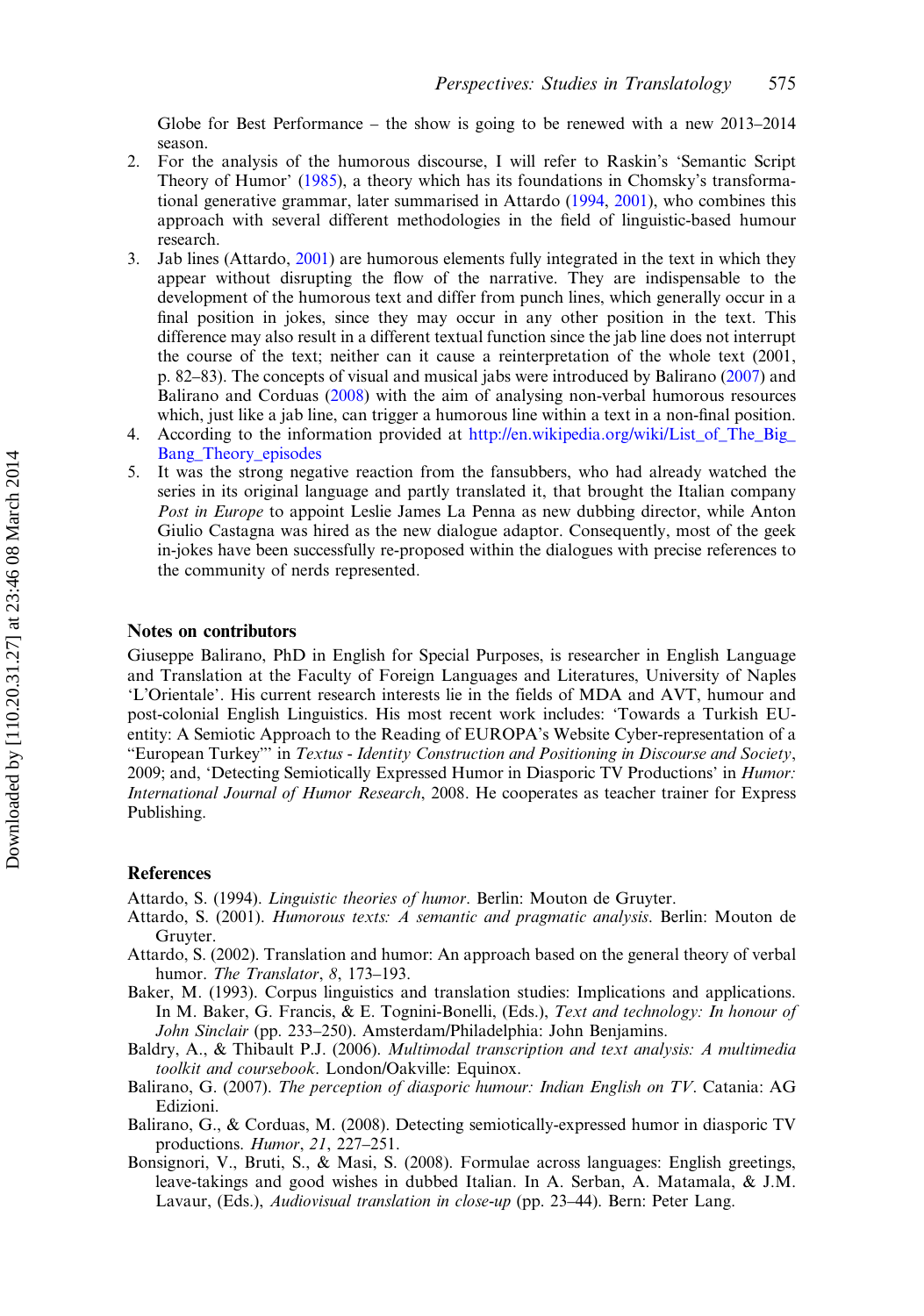Globe for Best Performance – the show is going to be renewed with a new 2013–2014 season.

2. For the analysis of the humorous discourse, I will refer to Raskin's 'Semantic Script Theory of Humor' (1985), a theory which has its foundations in Chomsky's transformational generative grammar, later summarised in Attardo (1994, 2001), who combines this approach with several different methodologies in the field of linguistic-based humour research.
3. Jab lines (Attardo, 2001) are humorous elements fully integrated in the text in which they appear without disrupting the flow of the narrative. They are indispensable to the development of the humorous text and differ from punch lines, which generally occur in a final position in jokes, since they may occur in any other position in the text. This difference may also result in a different textual function since the jab line does not interrupt the course of the text; neither can it cause a reinterpretation of the whole text (2001, p. 82–83). The concepts of visual and musical jabs were introduced by Balirano (2007) and Balirano and Corduas (2008) with the aim of analysing non-verbal humorous resources which, just like a jab line, can trigger a humorous line within a text in a non-final position.
4. According to the information provided at http://en.wikipedia.org/wiki/List_of_The_Big_Bang_Theory_episodes
5. It was the strong negative reaction from the fansubbers, who had already watched the series in its original language and partly translated it, that brought the Italian company *Post in Europe* to appoint Leslie James La Penna as new dubbing director, while Anton Giulio Castagna was hired as the new dialogue adaptor. Consequently, most of the geek in-jokes have been successfully re-proposed within the dialogues with precise references to the community of nerds represented.

## Notes on contributors

Giuseppe Balirano, PhD in English for Special Purposes, is researcher in English Language and Translation at the Faculty of Foreign Languages and Literatures, University of Naples 'L'Orientale'. His current research interests lie in the fields of MDA and AVT, humour and post-colonial English Linguistics. His most recent work includes: 'Towards a Turkish EU-entity: A Semiotic Approach to the Reading of EUROPA's Website Cyber-representation of a "European Turkey"' in *Textus - Identity Construction and Positioning in Discourse and Society*, 2009; and, 'Detecting Semiotically Expressed Humor in Diasporic TV Productions' in *Humor: International Journal of Humor Research*, 2008. He cooperates as teacher trainer for Express Publishing.

## References

Attardo, S. (1994). *Linguistic theories of humor*. Berlin: Mouton de Gruyter.

Attardo, S. (2001). *Humorous texts: A semantic and pragmatic analysis*. Berlin: Mouton de Gruyter.

Attardo, S. (2002). Translation and humor: An approach based on the general theory of verbal humor. *The Translator*, *8*, 173–193.

Baker, M. (1993). Corpus linguistics and translation studies: Implications and applications. In M. Baker, G. Francis, & E. Tognini-Bonelli, (Eds.), *Text and technology: In honour of John Sinclair* (pp. 233–250). Amsterdam/Philadelphia: John Benjamins.

Baldry, A., & Thibault P.J. (2006). *Multimodal transcription and text analysis: A multimedia toolkit and coursebook*. London/Oakville: Equinox.

Balirano, G. (2007). *The perception of diasporic humour: Indian English on TV*. Catania: AG Edizioni.

Balirano, G., & Corduas, M. (2008). Detecting semiotically-expressed humor in diasporic TV productions. *Humor*, *21*, 227–251.

Bonsignori, V., Bruti, S., & Masi, S. (2008). Formulae across languages: English greetings, leave-takings and good wishes in dubbed Italian. In A. Serban, A. Matamala, & J.M. Lavaur, (Eds.), *Audiovisual translation in close-up* (pp. 23–44). Bern: Peter Lang.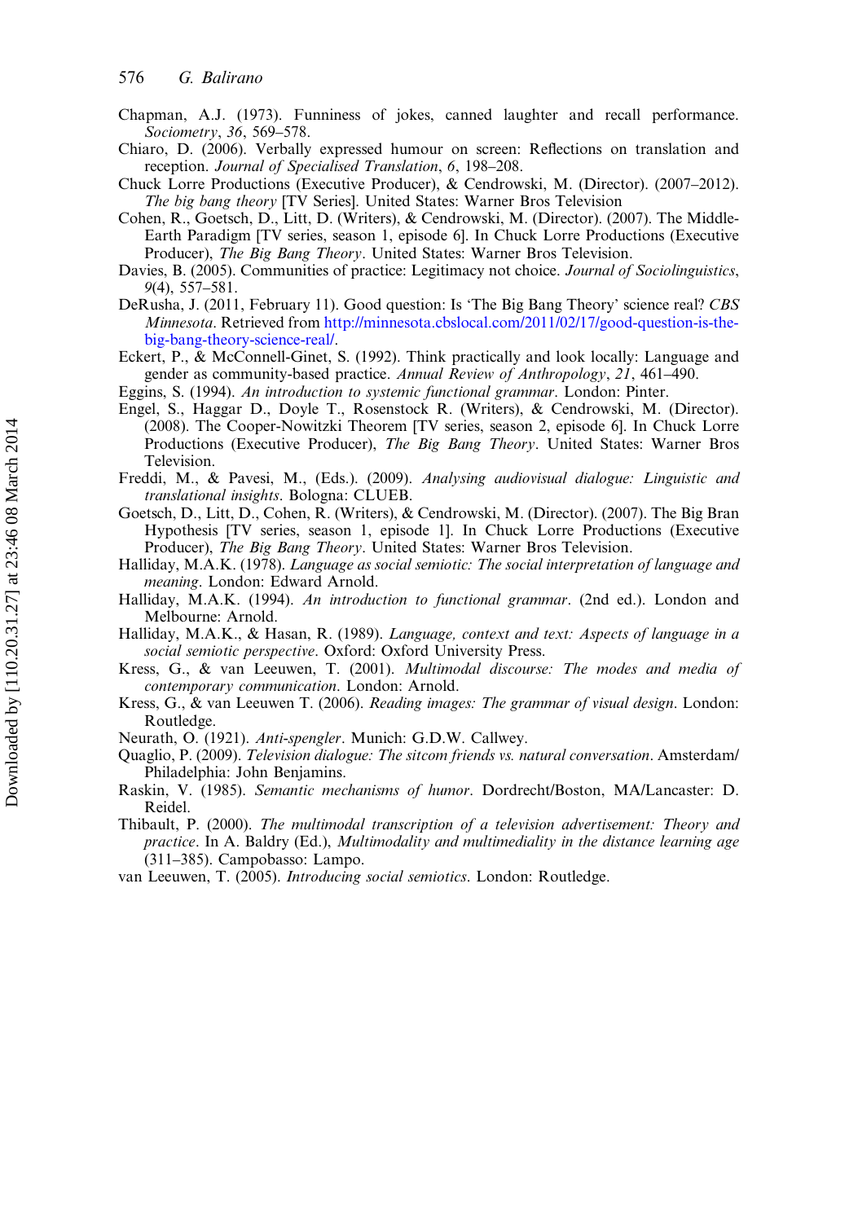Chapman, A.J. (1973). Funniness of jokes, canned laughter and recall performance. *Sociometry*, *36*, 569–578.

Chiaro, D. (2006). Verbally expressed humour on screen: Reflections on translation and reception. *Journal of Specialised Translation*, *6*, 198–208.

Chuck Lorre Productions (Executive Producer), & Cendrowski, M. (Director). (2007–2012). *The big bang theory* [TV Series]. United States: Warner Bros Television

Cohen, R., Goetsch, D., Litt, D. (Writers), & Cendrowski, M. (Director). (2007). The Middle-Earth Paradigm [TV series, season 1, episode 6]. In Chuck Lorre Productions (Executive Producer), *The Big Bang Theory*. United States: Warner Bros Television.

Davies, B. (2005). Communities of practice: Legitimacy not choice. *Journal of Sociolinguistics*, *9*(4), 557–581.

DeRusha, J. (2011, February 11). Good question: Is 'The Big Bang Theory' science real? *CBS Minnesota*. Retrieved from http://minnesota.cbslocal.com/2011/02/17/good-question-is-the-big-bang-theory-science-real/.

Eckert, P., & McConnell-Ginet, S. (1992). Think practically and look locally: Language and gender as community-based practice. *Annual Review of Anthropology*, *21*, 461–490.

Eggins, S. (1994). *An introduction to systemic functional grammar*. London: Pinter.

Engel, S., Haggar D., Doyle T., Rosenstock R. (Writers), & Cendrowski, M. (Director). (2008). The Cooper-Nowitzki Theorem [TV series, season 2, episode 6]. In Chuck Lorre Productions (Executive Producer), *The Big Bang Theory*. United States: Warner Bros Television.

Freddi, M., & Pavesi, M., (Eds.). (2009). *Analysing audiovisual dialogue: Linguistic and translational insights*. Bologna: CLUEB.

Goetsch, D., Litt, D., Cohen, R. (Writers), & Cendrowski, M. (Director). (2007). The Big Bran Hypothesis [TV series, season 1, episode 1]. In Chuck Lorre Productions (Executive Producer), *The Big Bang Theory*. United States: Warner Bros Television.

Halliday, M.A.K. (1978). *Language as social semiotic: The social interpretation of language and meaning*. London: Edward Arnold.

Halliday, M.A.K. (1994). *An introduction to functional grammar*. (2nd ed.). London and Melbourne: Arnold.

Halliday, M.A.K., & Hasan, R. (1989). *Language, context and text: Aspects of language in a social semiotic perspective*. Oxford: Oxford University Press.

Kress, G., & van Leeuwen, T. (2001). *Multimodal discourse: The modes and media of contemporary communication*. London: Arnold.

Kress, G., & van Leeuwen T. (2006). *Reading images: The grammar of visual design*. London: Routledge.

Neurath, O. (1921). *Anti-spengler*. Munich: G.D.W. Callwey.

Quaglio, P. (2009). *Television dialogue: The sitcom friends vs. natural conversation*. Amsterdam/Philadelphia: John Benjamins.

Raskin, V. (1985). *Semantic mechanisms of humor*. Dordrecht/Boston, MA/Lancaster: D. Reidel.

Thibault, P. (2000). *The multimodal transcription of a television advertisement: Theory and practice*. In A. Baldry (Ed.), *Multimodality and multimediality in the distance learning age* (311–385). Campobasso: Lampo.

van Leeuwen, T. (2005). *Introducing social semiotics*. London: Routledge.